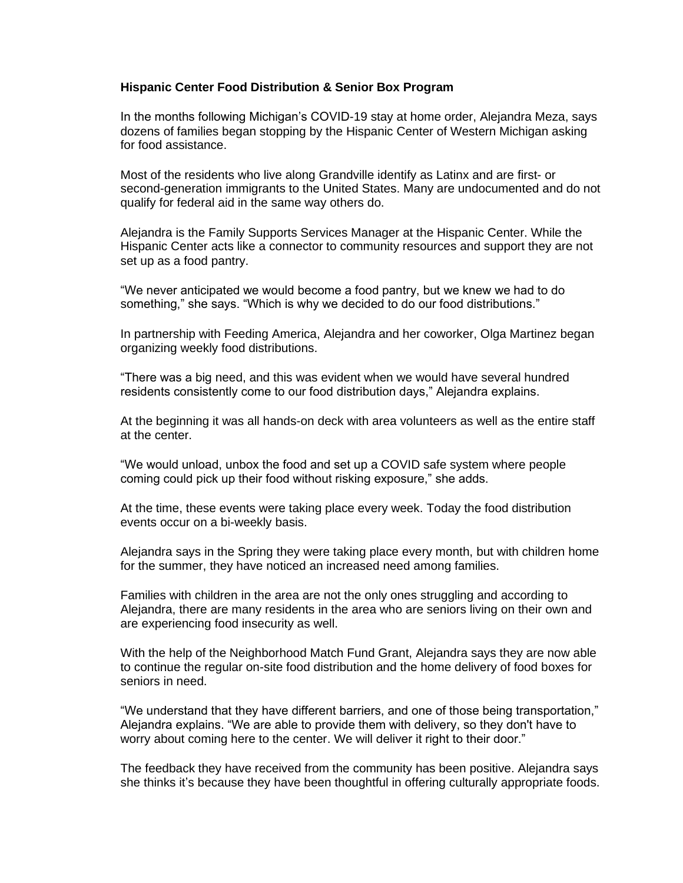**Hispanic Center Food Distribution & Senior Box Program**

In the months following Michigan's COVID-19 stay at home order, Alejandra Meza, says dozens of families began stopping by the Hispanic Center of Western Michigan asking for food assistance.

Most of the residents who live along Grandville identify as Latinx and are first- or second-generation immigrants to the United States. Many are undocumented and do not qualify for federal aid in the same way others do.

Alejandra is the Family Supports Services Manager at the Hispanic Center. While the Hispanic Center acts like a connector to community resources and support they are not set up as a food pantry.

"We never anticipated we would become a food pantry, but we knew we had to do something," she says. "Which is why we decided to do our food distributions."

In partnership with Feeding America, Alejandra and her coworker, Olga Martinez began organizing weekly food distributions.

"There was a big need, and this was evident when we would have several hundred residents consistently come to our food distribution days," Alejandra explains.

At the beginning it was all hands-on deck with area volunteers as well as the entire staff at the center.

"We would unload, unbox the food and set up a COVID safe system where people coming could pick up their food without risking exposure," she adds.

At the time, these events were taking place every week. Today the food distribution events occur on a bi-weekly basis.

Alejandra says in the Spring they were taking place every month, but with children home for the summer, they have noticed an increased need among families.

Families with children in the area are not the only ones struggling and according to Alejandra, there are many residents in the area who are seniors living on their own and are experiencing food insecurity as well.

With the help of the Neighborhood Match Fund Grant, Alejandra says they are now able to continue the regular on-site food distribution and the home delivery of food boxes for seniors in need.

"We understand that they have different barriers, and one of those being transportation," Alejandra explains. "We are able to provide them with delivery, so they don't have to worry about coming here to the center. We will deliver it right to their door."

The feedback they have received from the community has been positive. Alejandra says she thinks it's because they have been thoughtful in offering culturally appropriate foods.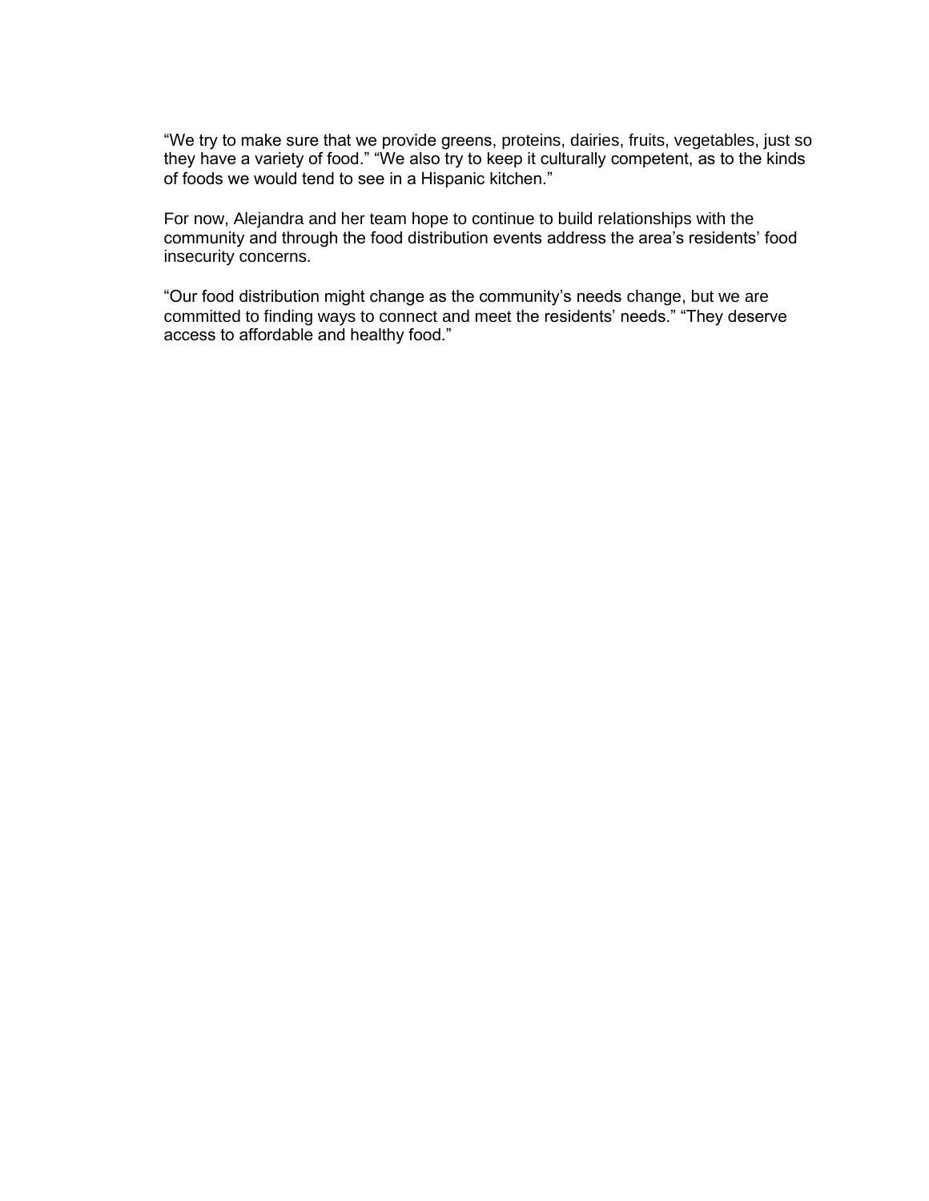“We try to make sure that we provide greens, proteins, dairies, fruits, vegetables, just so they have a variety of food.” “We also try to keep it culturally competent, as to the kinds of foods we would tend to see in a Hispanic kitchen.”

For now, Alejandra and her team hope to continue to build relationships with the community and through the food distribution events address the area’s residents’ food insecurity concerns.

“Our food distribution might change as the community’s needs change, but we are committed to finding ways to connect and meet the residents’ needs.” “They deserve access to affordable and healthy food.”